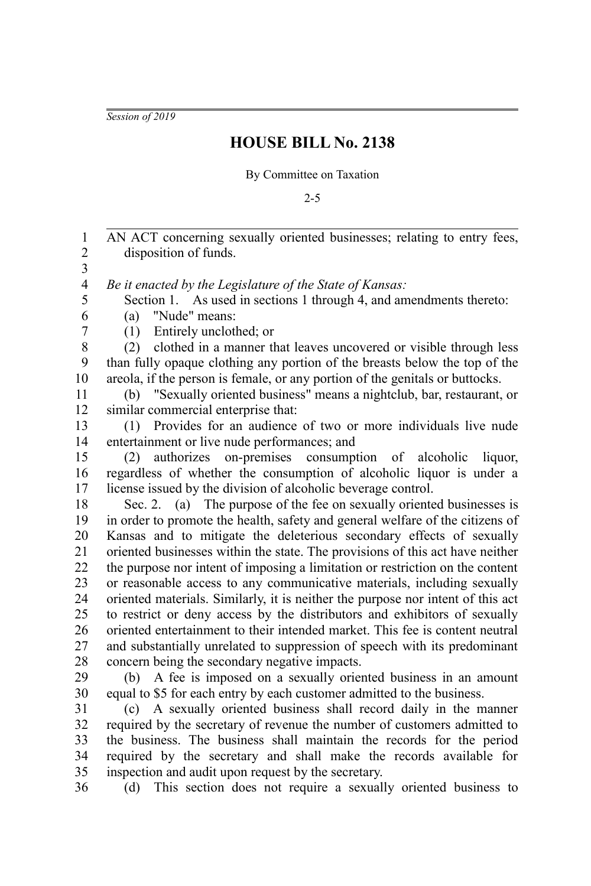*Session of 2019*

# HOUSE BILL No. 2138

By Committee on Taxation

2-5

AN ACT concerning sexually oriented businesses; relating to entry fees, disposition of funds.

*Be it enacted by the Legislature of the State of Kansas:*

Section 1. As used in sections 1 through 4, and amendments thereto:

(a) "Nude" means:

(1) Entirely unclothed; or

(2) clothed in a manner that leaves uncovered or visible through less than fully opaque clothing any portion of the breasts below the top of the areola, if the person is female, or any portion of the genitals or buttocks.

(b) "Sexually oriented business" means a nightclub, bar, restaurant, or similar commercial enterprise that:

(1) Provides for an audience of two or more individuals live nude entertainment or live nude performances; and

(2) authorizes on-premises consumption of alcoholic liquor, regardless of whether the consumption of alcoholic liquor is under a license issued by the division of alcoholic beverage control.

Sec. 2. (a) The purpose of the fee on sexually oriented businesses is in order to promote the health, safety and general welfare of the citizens of Kansas and to mitigate the deleterious secondary effects of sexually oriented businesses within the state. The provisions of this act have neither the purpose nor intent of imposing a limitation or restriction on the content or reasonable access to any communicative materials, including sexually oriented materials. Similarly, it is neither the purpose nor intent of this act to restrict or deny access by the distributors and exhibitors of sexually oriented entertainment to their intended market. This fee is content neutral and substantially unrelated to suppression of speech with its predominant concern being the secondary negative impacts.

(b) A fee is imposed on a sexually oriented business in an amount equal to $5 for each entry by each customer admitted to the business.

(c) A sexually oriented business shall record daily in the manner required by the secretary of revenue the number of customers admitted to the business. The business shall maintain the records for the period required by the secretary and shall make the records available for inspection and audit upon request by the secretary.

(d) This section does not require a sexually oriented business to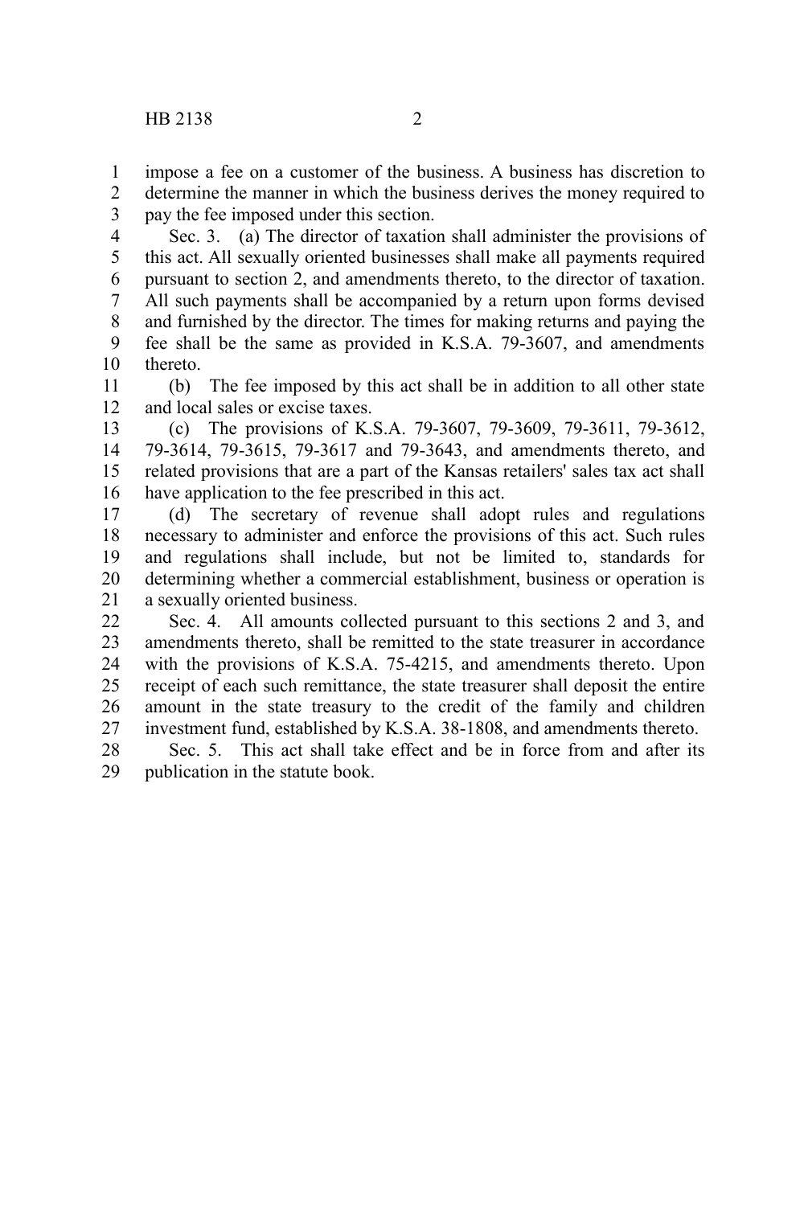impose a fee on a customer of the business. A business has discretion to determine the manner in which the business derives the money required to pay the fee imposed under this section.

Sec. 3. (a) The director of taxation shall administer the provisions of this act. All sexually oriented businesses shall make all payments required pursuant to section 2, and amendments thereto, to the director of taxation. All such payments shall be accompanied by a return upon forms devised and furnished by the director. The times for making returns and paying the fee shall be the same as provided in K.S.A. 79-3607, and amendments thereto.

(b) The fee imposed by this act shall be in addition to all other state and local sales or excise taxes.

(c) The provisions of K.S.A. 79-3607, 79-3609, 79-3611, 79-3612, 79-3614, 79-3615, 79-3617 and 79-3643, and amendments thereto, and related provisions that are a part of the Kansas retailers' sales tax act shall have application to the fee prescribed in this act.

(d) The secretary of revenue shall adopt rules and regulations necessary to administer and enforce the provisions of this act. Such rules and regulations shall include, but not be limited to, standards for determining whether a commercial establishment, business or operation is a sexually oriented business.

Sec. 4. All amounts collected pursuant to this sections 2 and 3, and amendments thereto, shall be remitted to the state treasurer in accordance with the provisions of K.S.A. 75-4215, and amendments thereto. Upon receipt of each such remittance, the state treasurer shall deposit the entire amount in the state treasury to the credit of the family and children investment fund, established by K.S.A. 38-1808, and amendments thereto.

Sec. 5. This act shall take effect and be in force from and after its publication in the statute book.